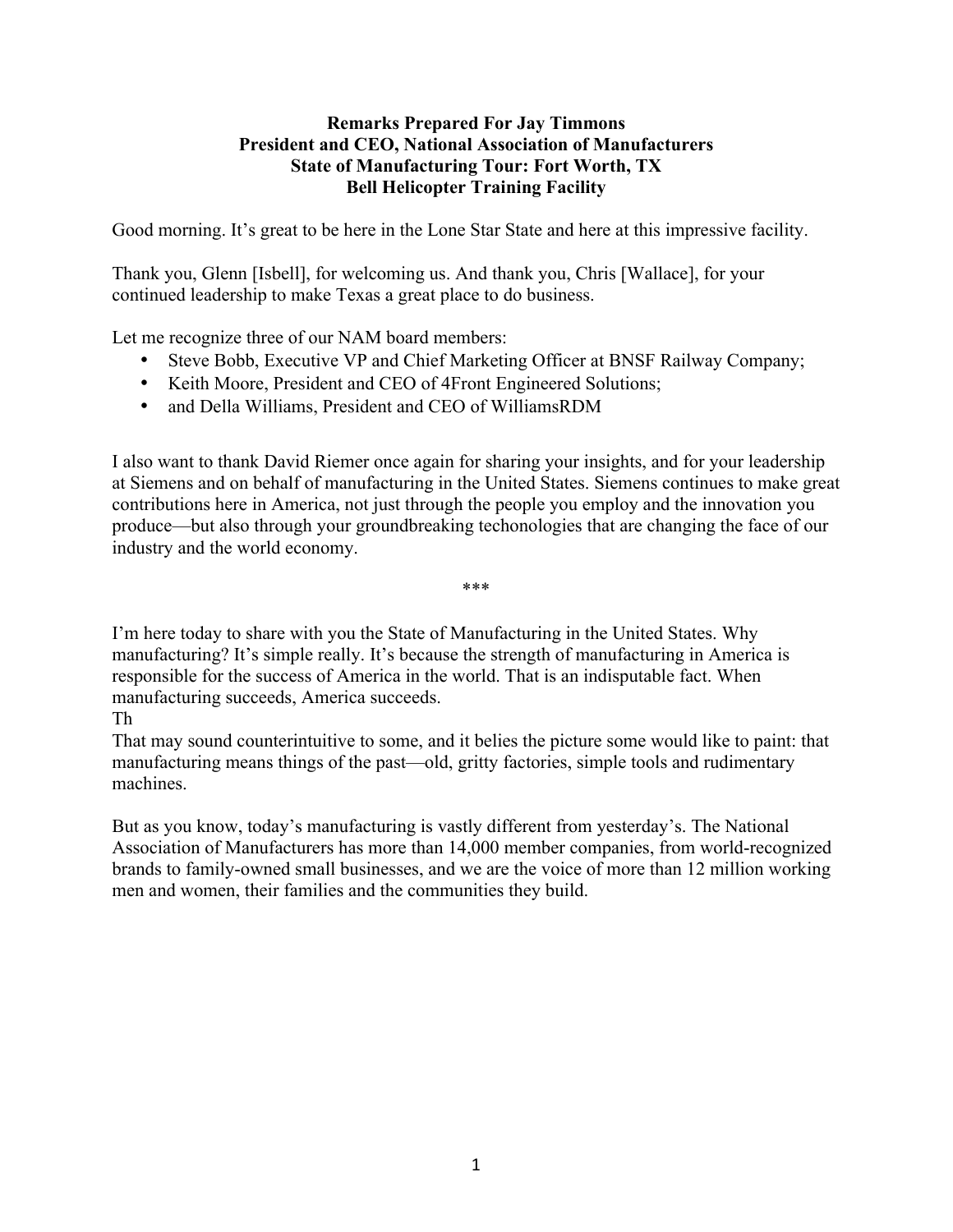**Remarks Prepared For Jay Timmons**
**President and CEO, National Association of Manufacturers**
**State of Manufacturing Tour: Fort Worth, TX**
**Bell Helicopter Training Facility**

Good morning. It's great to be here in the Lone Star State and here at this impressive facility.

Thank you, Glenn [Isbell], for welcoming us. And thank you, Chris [Wallace], for your continued leadership to make Texas a great place to do business.

Let me recognize three of our NAM board members:

- Steve Bobb, Executive VP and Chief Marketing Officer at BNSF Railway Company;
- Keith Moore, President and CEO of 4Front Engineered Solutions;
- and Della Williams, President and CEO of WilliamsRDM

I also want to thank David Riemer once again for sharing your insights, and for your leadership at Siemens and on behalf of manufacturing in the United States. Siemens continues to make great contributions here in America, not just through the people you employ and the innovation you produce—but also through your groundbreaking techonologies that are changing the face of our industry and the world economy.

***

I'm here today to share with you the State of Manufacturing in the United States. Why manufacturing? It's simple really. It's because the strength of manufacturing in America is responsible for the success of America in the world. That is an indisputable fact. When manufacturing succeeds, America succeeds.
Th
That may sound counterintuitive to some, and it belies the picture some would like to paint: that manufacturing means things of the past—old, gritty factories, simple tools and rudimentary machines.

But as you know, today's manufacturing is vastly different from yesterday's. The National Association of Manufacturers has more than 14,000 member companies, from world-recognized brands to family-owned small businesses, and we are the voice of more than 12 million working men and women, their families and the communities they build.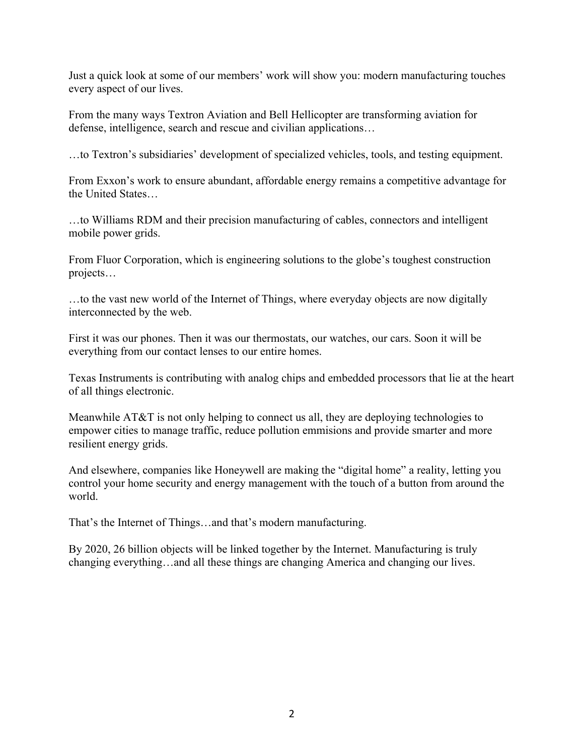Just a quick look at some of our members' work will show you: modern manufacturing touches every aspect of our lives.

From the many ways Textron Aviation and Bell Hellicopter are transforming aviation for defense, intelligence, search and rescue and civilian applications…

…to Textron's subsidiaries' development of specialized vehicles, tools, and testing equipment.

From Exxon's work to ensure abundant, affordable energy remains a competitive advantage for the United States…

…to Williams RDM and their precision manufacturing of cables, connectors and intelligent mobile power grids.

From Fluor Corporation, which is engineering solutions to the globe's toughest construction projects…

…to the vast new world of the Internet of Things, where everyday objects are now digitally interconnected by the web.

First it was our phones. Then it was our thermostats, our watches, our cars. Soon it will be everything from our contact lenses to our entire homes.

Texas Instruments is contributing with analog chips and embedded processors that lie at the heart of all things electronic.

Meanwhile AT&T is not only helping to connect us all, they are deploying technologies to empower cities to manage traffic, reduce pollution emmisions and provide smarter and more resilient energy grids.

And elsewhere, companies like Honeywell are making the "digital home" a reality, letting you control your home security and energy management with the touch of a button from around the world.

That's the Internet of Things…and that's modern manufacturing.

By 2020, 26 billion objects will be linked together by the Internet. Manufacturing is truly changing everything…and all these things are changing America and changing our lives.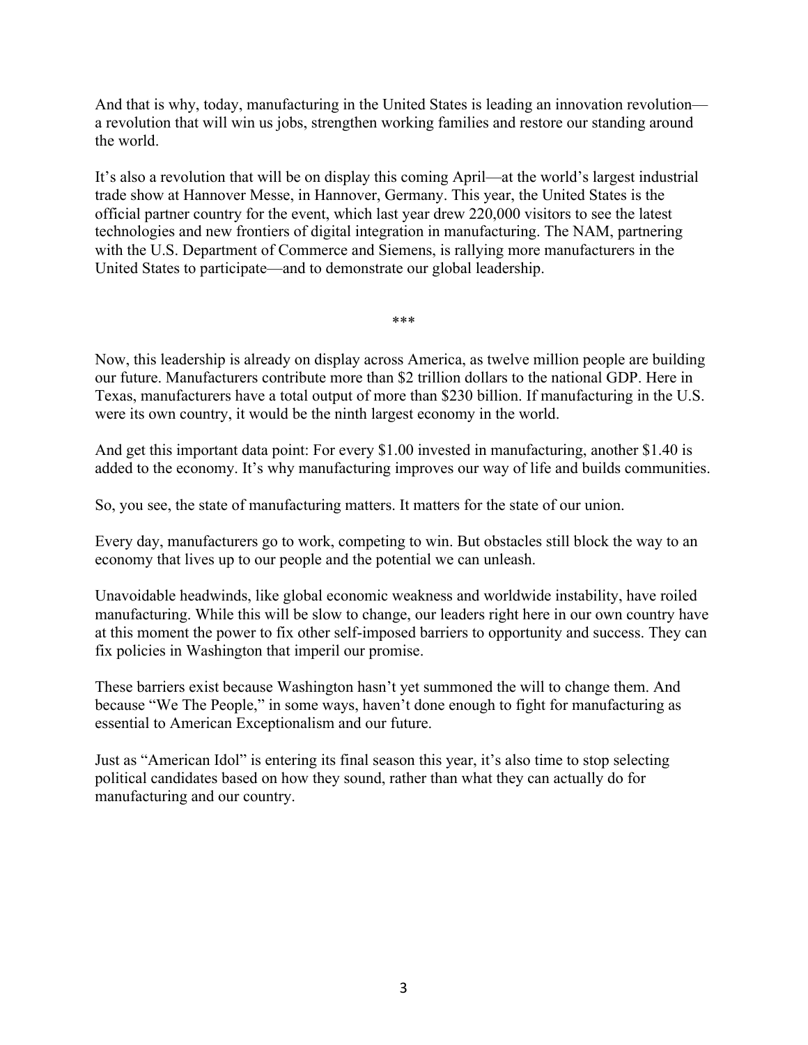And that is why, today, manufacturing in the United States is leading an innovation revolution—a revolution that will win us jobs, strengthen working families and restore our standing around the world.

It's also a revolution that will be on display this coming April—at the world's largest industrial trade show at Hannover Messe, in Hannover, Germany. This year, the United States is the official partner country for the event, which last year drew 220,000 visitors to see the latest technologies and new frontiers of digital integration in manufacturing. The NAM, partnering with the U.S. Department of Commerce and Siemens, is rallying more manufacturers in the United States to participate—and to demonstrate our global leadership.

***

Now, this leadership is already on display across America, as twelve million people are building our future. Manufacturers contribute more than $2 trillion dollars to the national GDP. Here in Texas, manufacturers have a total output of more than $230 billion. If manufacturing in the U.S. were its own country, it would be the ninth largest economy in the world.

And get this important data point: For every $1.00 invested in manufacturing, another $1.40 is added to the economy. It's why manufacturing improves our way of life and builds communities.

So, you see, the state of manufacturing matters. It matters for the state of our union.

Every day, manufacturers go to work, competing to win. But obstacles still block the way to an economy that lives up to our people and the potential we can unleash.

Unavoidable headwinds, like global economic weakness and worldwide instability, have roiled manufacturing. While this will be slow to change, our leaders right here in our own country have at this moment the power to fix other self-imposed barriers to opportunity and success. They can fix policies in Washington that imperil our promise.

These barriers exist because Washington hasn't yet summoned the will to change them. And because "We The People," in some ways, haven't done enough to fight for manufacturing as essential to American Exceptionalism and our future.

Just as "American Idol" is entering its final season this year, it's also time to stop selecting political candidates based on how they sound, rather than what they can actually do for manufacturing and our country.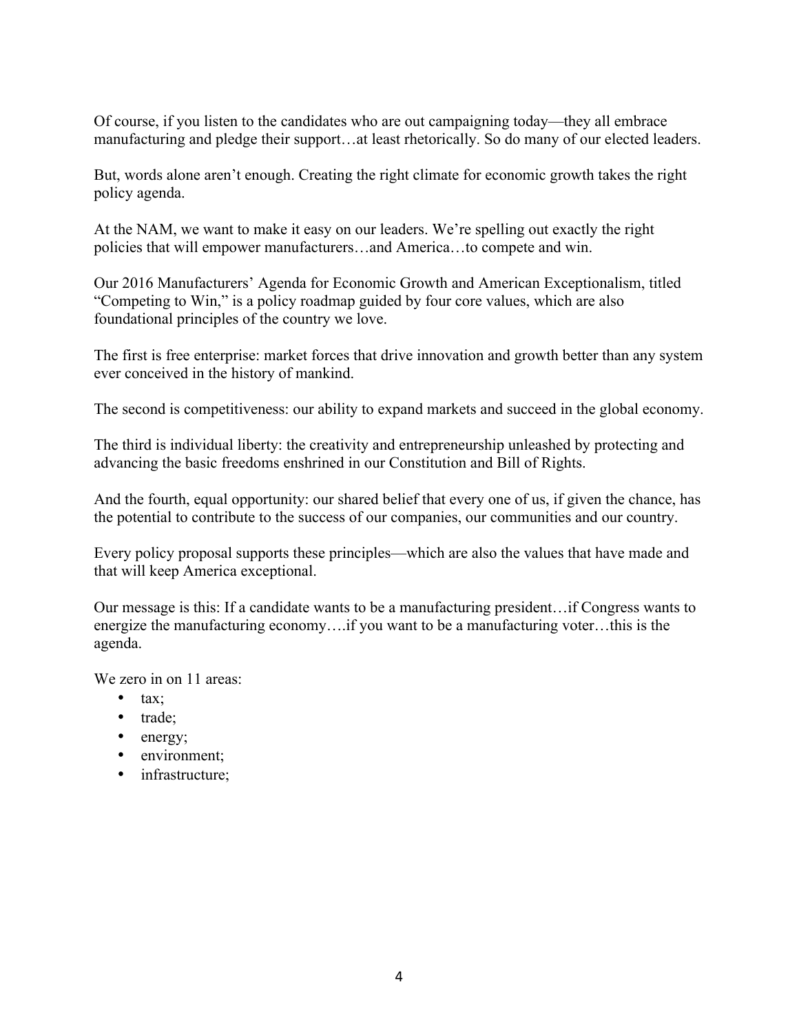Of course, if you listen to the candidates who are out campaigning today—they all embrace manufacturing and pledge their support…at least rhetorically. So do many of our elected leaders.

But, words alone aren't enough. Creating the right climate for economic growth takes the right policy agenda.

At the NAM, we want to make it easy on our leaders. We're spelling out exactly the right policies that will empower manufacturers…and America…to compete and win.

Our 2016 Manufacturers' Agenda for Economic Growth and American Exceptionalism, titled "Competing to Win," is a policy roadmap guided by four core values, which are also foundational principles of the country we love.

The first is free enterprise: market forces that drive innovation and growth better than any system ever conceived in the history of mankind.

The second is competitiveness: our ability to expand markets and succeed in the global economy.

The third is individual liberty: the creativity and entrepreneurship unleashed by protecting and advancing the basic freedoms enshrined in our Constitution and Bill of Rights.

And the fourth, equal opportunity: our shared belief that every one of us, if given the chance, has the potential to contribute to the success of our companies, our communities and our country.

Every policy proposal supports these principles—which are also the values that have made and that will keep America exceptional.

Our message is this: If a candidate wants to be a manufacturing president…if Congress wants to energize the manufacturing economy….if you want to be a manufacturing voter…this is the agenda.

We zero in on 11 areas:

- tax;
- trade;
- energy;
- environment;
- infrastructure;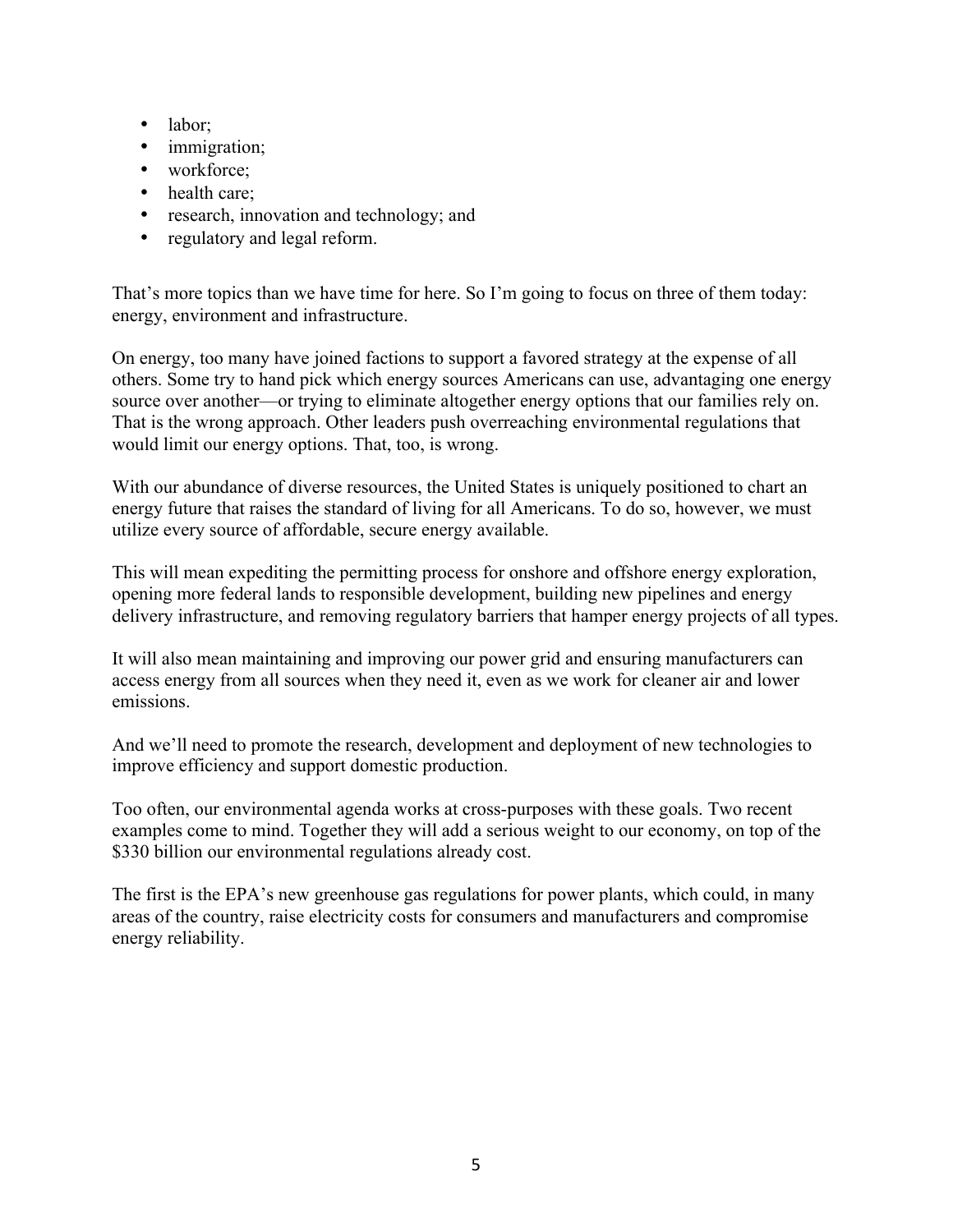- labor;
- immigration;
- workforce;
- health care;
- research, innovation and technology; and
- regulatory and legal reform.

That's more topics than we have time for here. So I'm going to focus on three of them today: energy, environment and infrastructure.

On energy, too many have joined factions to support a favored strategy at the expense of all others. Some try to hand pick which energy sources Americans can use, advantaging one energy source over another—or trying to eliminate altogether energy options that our families rely on. That is the wrong approach. Other leaders push overreaching environmental regulations that would limit our energy options. That, too, is wrong.

With our abundance of diverse resources, the United States is uniquely positioned to chart an energy future that raises the standard of living for all Americans. To do so, however, we must utilize every source of affordable, secure energy available.

This will mean expediting the permitting process for onshore and offshore energy exploration, opening more federal lands to responsible development, building new pipelines and energy delivery infrastructure, and removing regulatory barriers that hamper energy projects of all types.

It will also mean maintaining and improving our power grid and ensuring manufacturers can access energy from all sources when they need it, even as we work for cleaner air and lower emissions.

And we'll need to promote the research, development and deployment of new technologies to improve efficiency and support domestic production.

Too often, our environmental agenda works at cross-purposes with these goals. Two recent examples come to mind. Together they will add a serious weight to our economy, on top of the $330 billion our environmental regulations already cost.

The first is the EPA's new greenhouse gas regulations for power plants, which could, in many areas of the country, raise electricity costs for consumers and manufacturers and compromise energy reliability.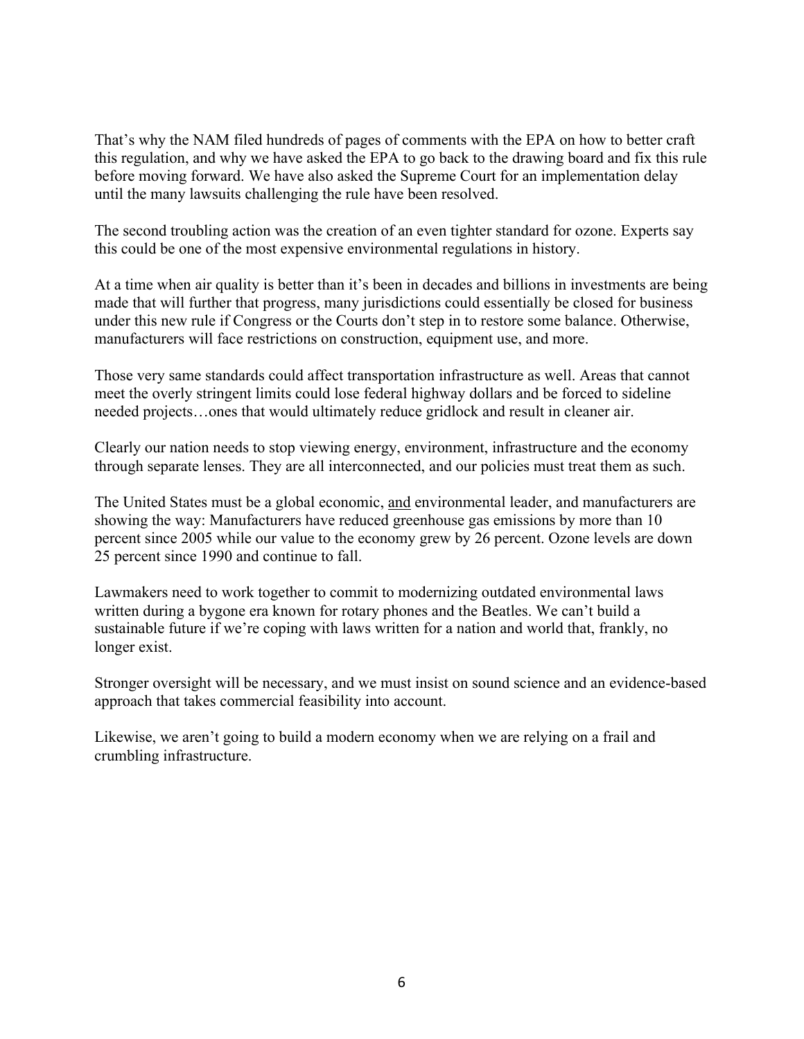That's why the NAM filed hundreds of pages of comments with the EPA on how to better craft this regulation, and why we have asked the EPA to go back to the drawing board and fix this rule before moving forward. We have also asked the Supreme Court for an implementation delay until the many lawsuits challenging the rule have been resolved.

The second troubling action was the creation of an even tighter standard for ozone. Experts say this could be one of the most expensive environmental regulations in history.

At a time when air quality is better than it's been in decades and billions in investments are being made that will further that progress, many jurisdictions could essentially be closed for business under this new rule if Congress or the Courts don't step in to restore some balance. Otherwise, manufacturers will face restrictions on construction, equipment use, and more.

Those very same standards could affect transportation infrastructure as well. Areas that cannot meet the overly stringent limits could lose federal highway dollars and be forced to sideline needed projects…ones that would ultimately reduce gridlock and result in cleaner air.

Clearly our nation needs to stop viewing energy, environment, infrastructure and the economy through separate lenses. They are all interconnected, and our policies must treat them as such.

The United States must be a global economic, <u>and</u> environmental leader, and manufacturers are showing the way: Manufacturers have reduced greenhouse gas emissions by more than 10 percent since 2005 while our value to the economy grew by 26 percent. Ozone levels are down 25 percent since 1990 and continue to fall.

Lawmakers need to work together to commit to modernizing outdated environmental laws written during a bygone era known for rotary phones and the Beatles. We can't build a sustainable future if we're coping with laws written for a nation and world that, frankly, no longer exist.

Stronger oversight will be necessary, and we must insist on sound science and an evidence-based approach that takes commercial feasibility into account.

Likewise, we aren't going to build a modern economy when we are relying on a frail and crumbling infrastructure.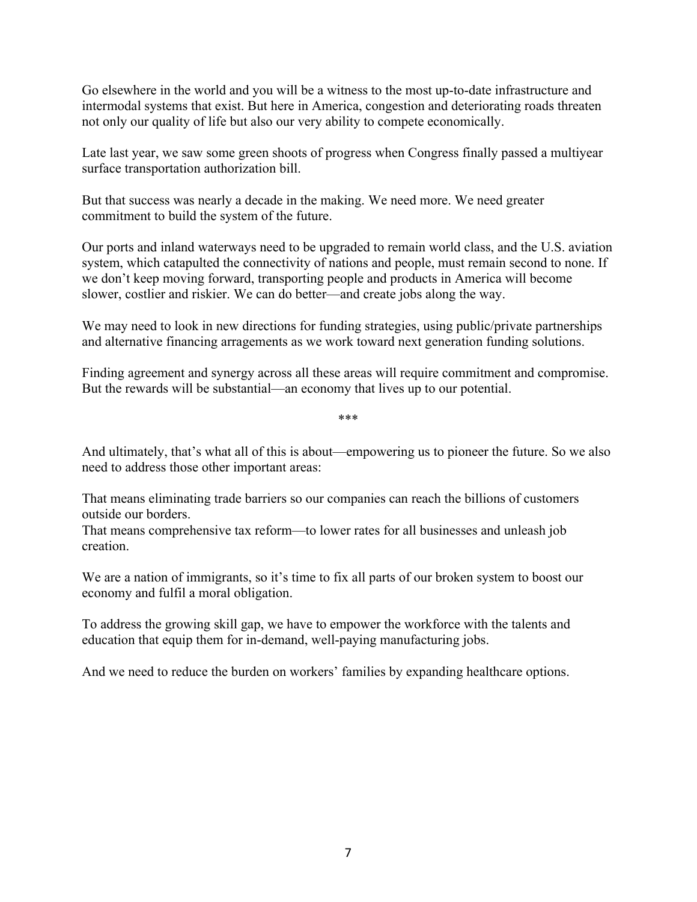Go elsewhere in the world and you will be a witness to the most up-to-date infrastructure and intermodal systems that exist. But here in America, congestion and deteriorating roads threaten not only our quality of life but also our very ability to compete economically.

Late last year, we saw some green shoots of progress when Congress finally passed a multiyear surface transportation authorization bill.

But that success was nearly a decade in the making. We need more. We need greater commitment to build the system of the future.

Our ports and inland waterways need to be upgraded to remain world class, and the U.S. aviation system, which catapulted the connectivity of nations and people, must remain second to none. If we don't keep moving forward, transporting people and products in America will become slower, costlier and riskier. We can do better—and create jobs along the way.

We may need to look in new directions for funding strategies, using public/private partnerships and alternative financing arragements as we work toward next generation funding solutions.

Finding agreement and synergy across all these areas will require commitment and compromise. But the rewards will be substantial—an economy that lives up to our potential.

***

And ultimately, that's what all of this is about—empowering us to pioneer the future. So we also need to address those other important areas:

That means eliminating trade barriers so our companies can reach the billions of customers outside our borders.
That means comprehensive tax reform—to lower rates for all businesses and unleash job creation.

We are a nation of immigrants, so it's time to fix all parts of our broken system to boost our economy and fulfil a moral obligation.

To address the growing skill gap, we have to empower the workforce with the talents and education that equip them for in-demand, well-paying manufacturing jobs.

And we need to reduce the burden on workers' families by expanding healthcare options.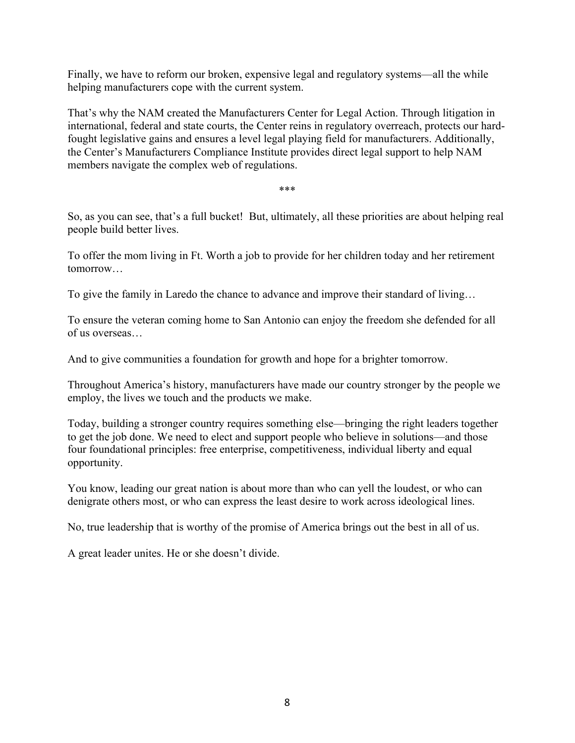Finally, we have to reform our broken, expensive legal and regulatory systems—all the while helping manufacturers cope with the current system.

That's why the NAM created the Manufacturers Center for Legal Action. Through litigation in international, federal and state courts, the Center reins in regulatory overreach, protects our hard-fought legislative gains and ensures a level legal playing field for manufacturers. Additionally, the Center's Manufacturers Compliance Institute provides direct legal support to help NAM members navigate the complex web of regulations.

***

So, as you can see, that's a full bucket! But, ultimately, all these priorities are about helping real people build better lives.

To offer the mom living in Ft. Worth a job to provide for her children today and her retirement tomorrow…

To give the family in Laredo the chance to advance and improve their standard of living…

To ensure the veteran coming home to San Antonio can enjoy the freedom she defended for all of us overseas…

And to give communities a foundation for growth and hope for a brighter tomorrow.

Throughout America's history, manufacturers have made our country stronger by the people we employ, the lives we touch and the products we make.

Today, building a stronger country requires something else—bringing the right leaders together to get the job done. We need to elect and support people who believe in solutions—and those four foundational principles: free enterprise, competitiveness, individual liberty and equal opportunity.

You know, leading our great nation is about more than who can yell the loudest, or who can denigrate others most, or who can express the least desire to work across ideological lines.

No, true leadership that is worthy of the promise of America brings out the best in all of us.

A great leader unites. He or she doesn't divide.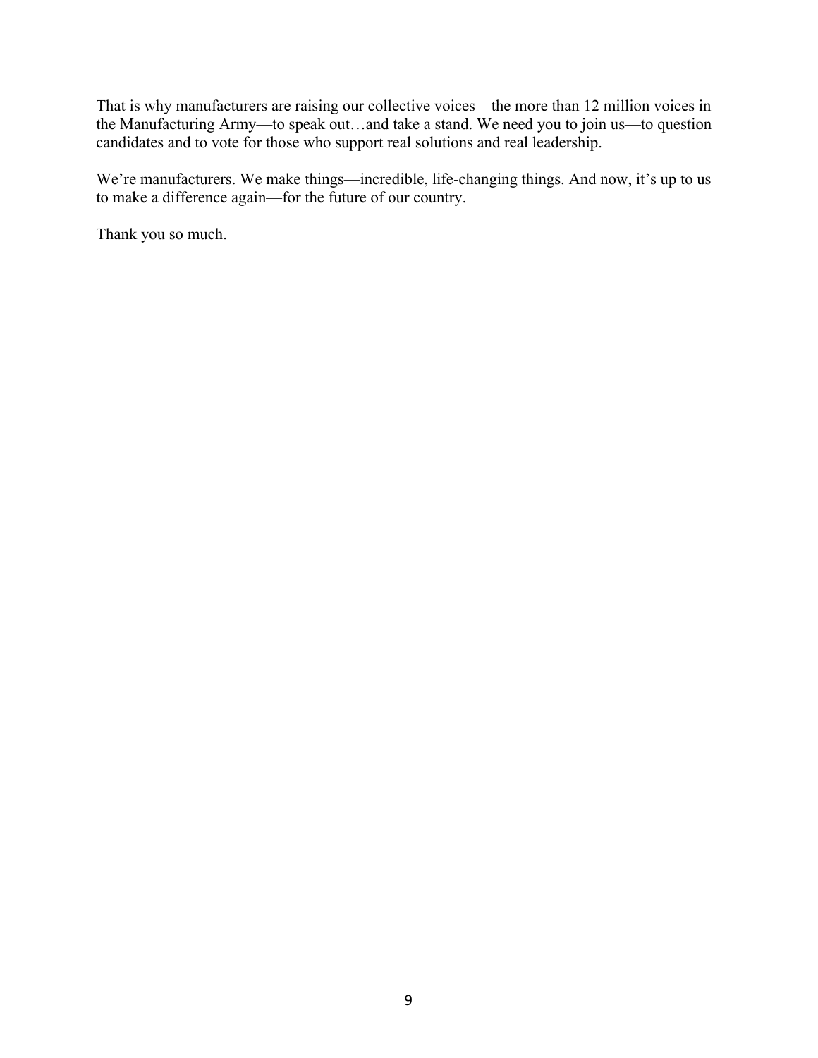That is why manufacturers are raising our collective voices—the more than 12 million voices in the Manufacturing Army—to speak out…and take a stand. We need you to join us—to question candidates and to vote for those who support real solutions and real leadership.

We're manufacturers. We make things—incredible, life-changing things. And now, it's up to us to make a difference again—for the future of our country.

Thank you so much.